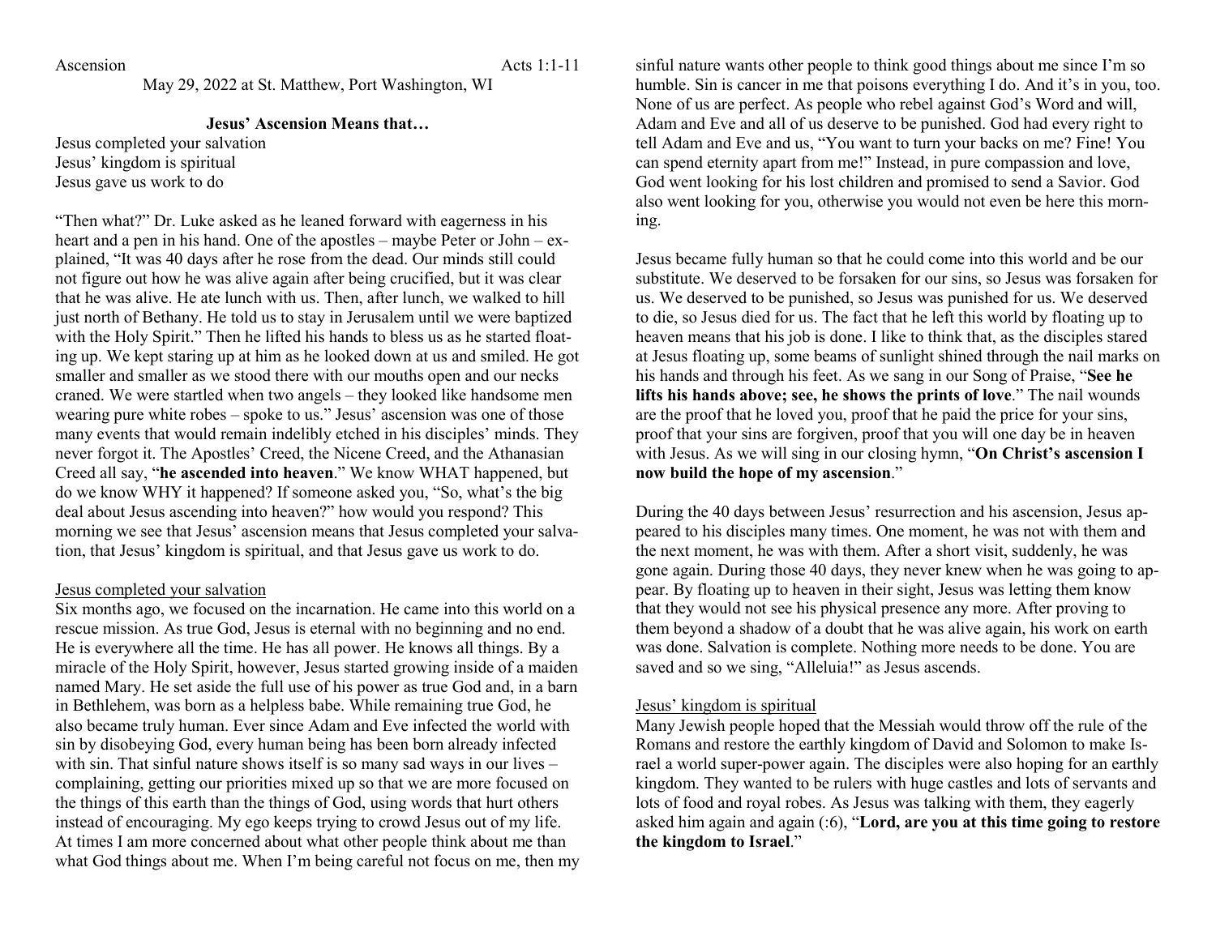Ascension Acts 1:1-11

May 29, 2022 at St. Matthew, Port Washington, WI

**Jesus' Ascension Means that…**

Jesus completed your salvation
Jesus' kingdom is spiritual
Jesus gave us work to do

"Then what?" Dr. Luke asked as he leaned forward with eagerness in his heart and a pen in his hand. One of the apostles – maybe Peter or John – explained, "It was 40 days after he rose from the dead. Our minds still could not figure out how he was alive again after being crucified, but it was clear that he was alive. He ate lunch with us. Then, after lunch, we walked to hill just north of Bethany. He told us to stay in Jerusalem until we were baptized with the Holy Spirit." Then he lifted his hands to bless us as he started floating up. We kept staring up at him as he looked down at us and smiled. He got smaller and smaller as we stood there with our mouths open and our necks craned. We were startled when two angels – they looked like handsome men wearing pure white robes – spoke to us." Jesus' ascension was one of those many events that would remain indelibly etched in his disciples' minds. They never forgot it. The Apostles' Creed, the Nicene Creed, and the Athanasian Creed all say, "**he ascended into heaven**." We know WHAT happened, but do we know WHY it happened? If someone asked you, "So, what's the big deal about Jesus ascending into heaven?" how would you respond? This morning we see that Jesus' ascension means that Jesus completed your salvation, that Jesus' kingdom is spiritual, and that Jesus gave us work to do.

<u>Jesus completed your salvation</u>

Six months ago, we focused on the incarnation. He came into this world on a rescue mission. As true God, Jesus is eternal with no beginning and no end. He is everywhere all the time. He has all power. He knows all things. By a miracle of the Holy Spirit, however, Jesus started growing inside of a maiden named Mary. He set aside the full use of his power as true God and, in a barn in Bethlehem, was born as a helpless babe. While remaining true God, he also became truly human. Ever since Adam and Eve infected the world with sin by disobeying God, every human being has been born already infected with sin. That sinful nature shows itself is so many sad ways in our lives – complaining, getting our priorities mixed up so that we are more focused on the things of this earth than the things of God, using words that hurt others instead of encouraging. My ego keeps trying to crowd Jesus out of my life. At times I am more concerned about what other people think about me than what God things about me. When I'm being careful not focus on me, then my sinful nature wants other people to think good things about me since I'm so humble. Sin is cancer in me that poisons everything I do. And it's in you, too. None of us are perfect. As people who rebel against God's Word and will, Adam and Eve and all of us deserve to be punished. God had every right to tell Adam and Eve and us, "You want to turn your backs on me? Fine! You can spend eternity apart from me!" Instead, in pure compassion and love, God went looking for his lost children and promised to send a Savior. God also went looking for you, otherwise you would not even be here this morning.

Jesus became fully human so that he could come into this world and be our substitute. We deserved to be forsaken for our sins, so Jesus was forsaken for us. We deserved to be punished, so Jesus was punished for us. We deserved to die, so Jesus died for us. The fact that he left this world by floating up to heaven means that his job is done. I like to think that, as the disciples stared at Jesus floating up, some beams of sunlight shined through the nail marks on his hands and through his feet. As we sang in our Song of Praise, "**See he lifts his hands above; see, he shows the prints of love**." The nail wounds are the proof that he loved you, proof that he paid the price for your sins, proof that your sins are forgiven, proof that you will one day be in heaven with Jesus. As we will sing in our closing hymn, "**On Christ's ascension I now build the hope of my ascension**."

During the 40 days between Jesus' resurrection and his ascension, Jesus appeared to his disciples many times. One moment, he was not with them and the next moment, he was with them. After a short visit, suddenly, he was gone again. During those 40 days, they never knew when he was going to appear. By floating up to heaven in their sight, Jesus was letting them know that they would not see his physical presence any more. After proving to them beyond a shadow of a doubt that he was alive again, his work on earth was done. Salvation is complete. Nothing more needs to be done. You are saved and so we sing, "Alleluia!" as Jesus ascends.

<u>Jesus' kingdom is spiritual</u>

Many Jewish people hoped that the Messiah would throw off the rule of the Romans and restore the earthly kingdom of David and Solomon to make Israel a world super-power again. The disciples were also hoping for an earthly kingdom. They wanted to be rulers with huge castles and lots of servants and lots of food and royal robes. As Jesus was talking with them, they eagerly asked him again and again (:6), "**Lord, are you at this time going to restore the kingdom to Israel**."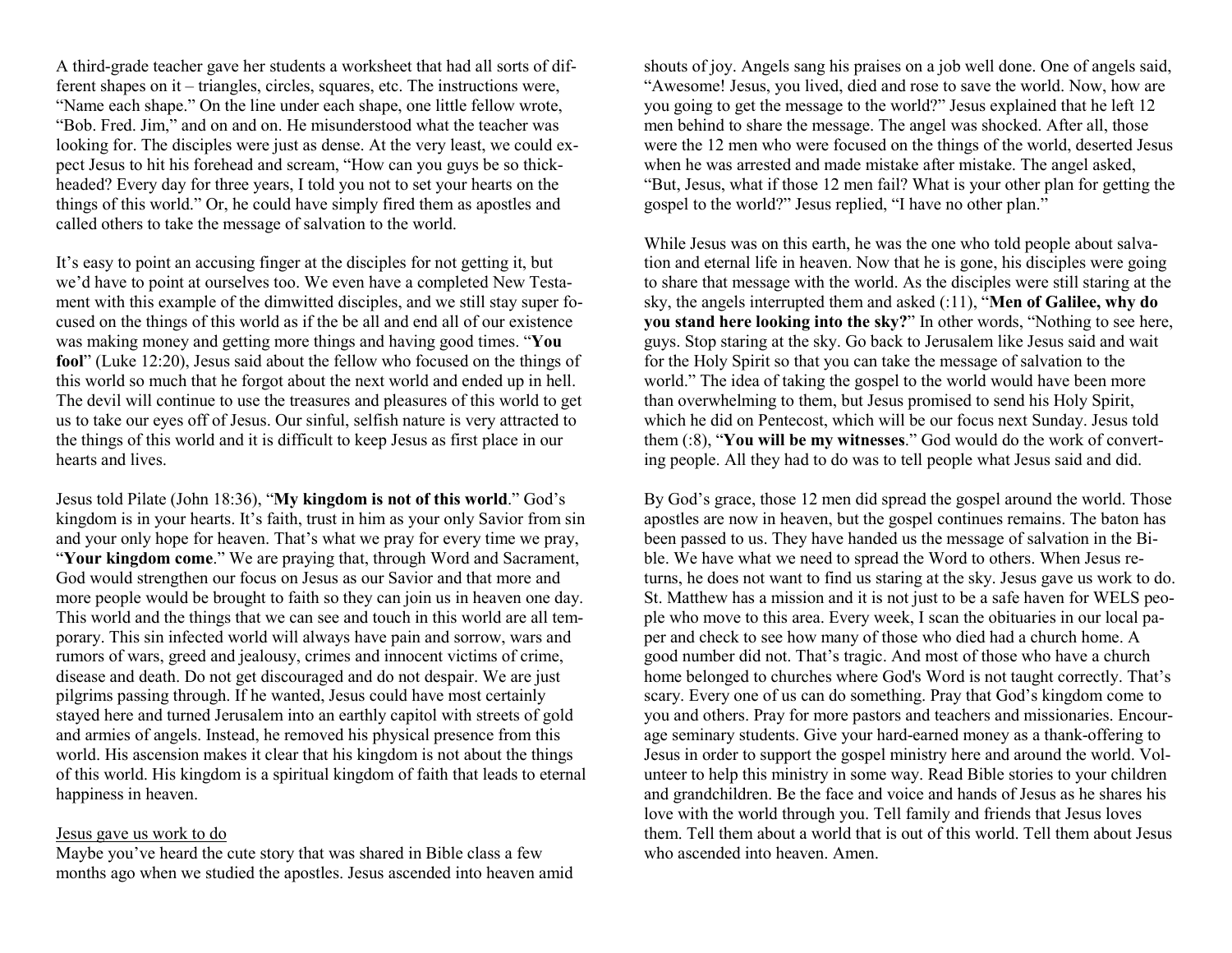A third-grade teacher gave her students a worksheet that had all sorts of different shapes on it – triangles, circles, squares, etc. The instructions were, "Name each shape." On the line under each shape, one little fellow wrote, "Bob. Fred. Jim," and on and on. He misunderstood what the teacher was looking for. The disciples were just as dense. At the very least, we could expect Jesus to hit his forehead and scream, "How can you guys be so thick-headed? Every day for three years, I told you not to set your hearts on the things of this world." Or, he could have simply fired them as apostles and called others to take the message of salvation to the world.

It's easy to point an accusing finger at the disciples for not getting it, but we'd have to point at ourselves too. We even have a completed New Testament with this example of the dimwitted disciples, and we still stay super focused on the things of this world as if the be all and end all of our existence was making money and getting more things and having good times. "**You fool**" (Luke 12:20), Jesus said about the fellow who focused on the things of this world so much that he forgot about the next world and ended up in hell. The devil will continue to use the treasures and pleasures of this world to get us to take our eyes off of Jesus. Our sinful, selfish nature is very attracted to the things of this world and it is difficult to keep Jesus as first place in our hearts and lives.

Jesus told Pilate (John 18:36), "**My kingdom is not of this world**." God's kingdom is in your hearts. It's faith, trust in him as your only Savior from sin and your only hope for heaven. That's what we pray for every time we pray, "**Your kingdom come**." We are praying that, through Word and Sacrament, God would strengthen our focus on Jesus as our Savior and that more and more people would be brought to faith so they can join us in heaven one day. This world and the things that we can see and touch in this world are all temporary. This sin infected world will always have pain and sorrow, wars and rumors of wars, greed and jealousy, crimes and innocent victims of crime, disease and death. Do not get discouraged and do not despair. We are just pilgrims passing through. If he wanted, Jesus could have most certainly stayed here and turned Jerusalem into an earthly capitol with streets of gold and armies of angels. Instead, he removed his physical presence from this world. His ascension makes it clear that his kingdom is not about the things of this world. His kingdom is a spiritual kingdom of faith that leads to eternal happiness in heaven.

## Jesus gave us work to do

Maybe you've heard the cute story that was shared in Bible class a few months ago when we studied the apostles. Jesus ascended into heaven amid shouts of joy. Angels sang his praises on a job well done. One of angels said, "Awesome! Jesus, you lived, died and rose to save the world. Now, how are you going to get the message to the world?" Jesus explained that he left 12 men behind to share the message. The angel was shocked. After all, those were the 12 men who were focused on the things of the world, deserted Jesus when he was arrested and made mistake after mistake. The angel asked, "But, Jesus, what if those 12 men fail? What is your other plan for getting the gospel to the world?" Jesus replied, "I have no other plan."

While Jesus was on this earth, he was the one who told people about salvation and eternal life in heaven. Now that he is gone, his disciples were going to share that message with the world. As the disciples were still staring at the sky, the angels interrupted them and asked (:11), "**Men of Galilee, why do you stand here looking into the sky?**" In other words, "Nothing to see here, guys. Stop staring at the sky. Go back to Jerusalem like Jesus said and wait for the Holy Spirit so that you can take the message of salvation to the world." The idea of taking the gospel to the world would have been more than overwhelming to them, but Jesus promised to send his Holy Spirit, which he did on Pentecost, which will be our focus next Sunday. Jesus told them (:8), "**You will be my witnesses**." God would do the work of converting people. All they had to do was to tell people what Jesus said and did.

By God's grace, those 12 men did spread the gospel around the world. Those apostles are now in heaven, but the gospel continues remains. The baton has been passed to us. They have handed us the message of salvation in the Bible. We have what we need to spread the Word to others. When Jesus returns, he does not want to find us staring at the sky. Jesus gave us work to do. St. Matthew has a mission and it is not just to be a safe haven for WELS people who move to this area. Every week, I scan the obituaries in our local paper and check to see how many of those who died had a church home. A good number did not. That's tragic. And most of those who have a church home belonged to churches where God's Word is not taught correctly. That's scary. Every one of us can do something. Pray that God's kingdom come to you and others. Pray for more pastors and teachers and missionaries. Encourage seminary students. Give your hard-earned money as a thank-offering to Jesus in order to support the gospel ministry here and around the world. Volunteer to help this ministry in some way. Read Bible stories to your children and grandchildren. Be the face and voice and hands of Jesus as he shares his love with the world through you. Tell family and friends that Jesus loves them. Tell them about a world that is out of this world. Tell them about Jesus who ascended into heaven. Amen.